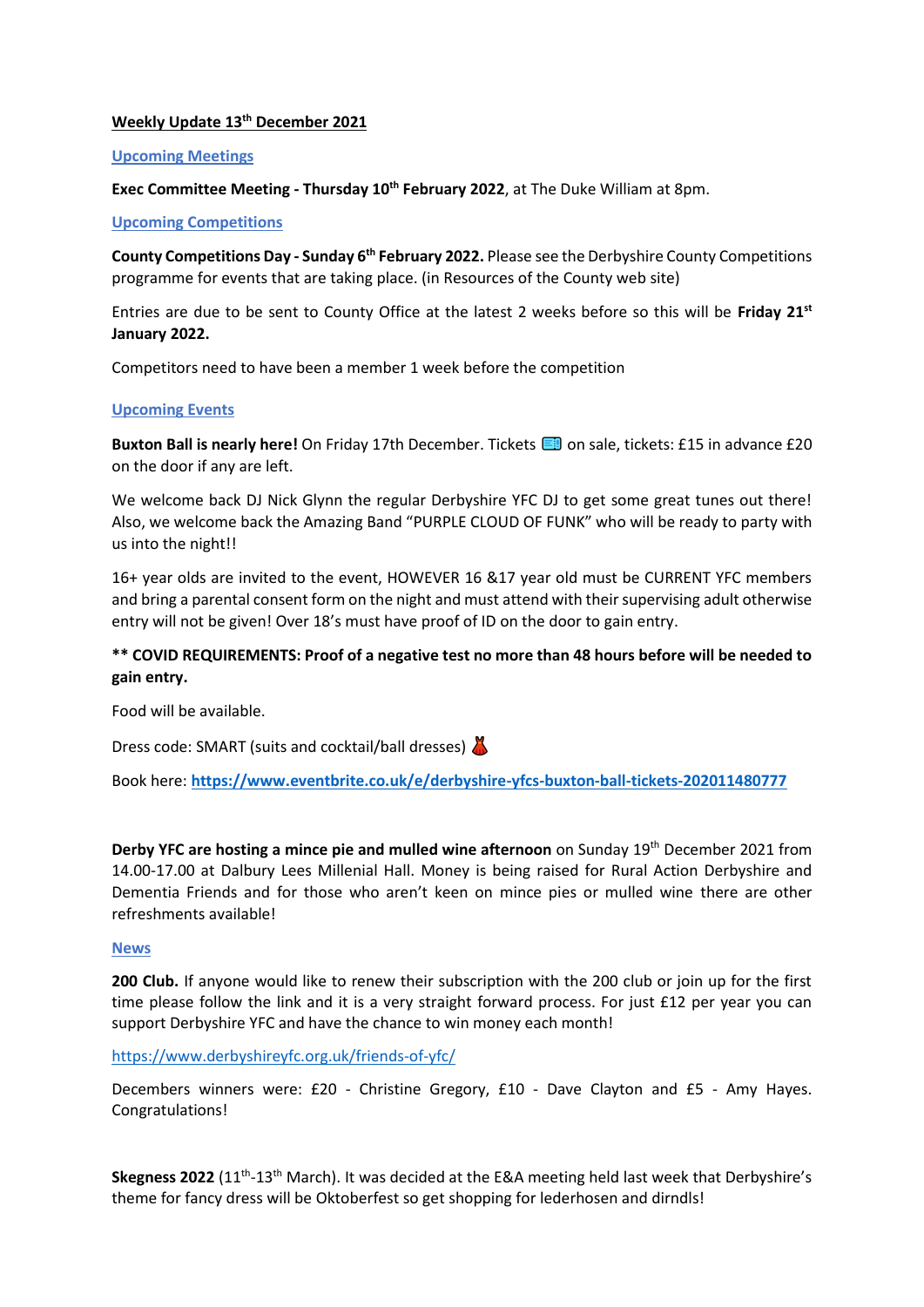**Weekly Update 13th December 2021**

**Upcoming Meetings**

**Exec Committee Meeting - Thursday 10th February 2022**, at The Duke William at 8pm.

**Upcoming Competitions**

**County Competitions Day - Sunday 6th February 2022.** Please see the Derbyshire County Competitions programme for events that are taking place. (in Resources of the County web site)

Entries are due to be sent to County Office at the latest 2 weeks before so this will be **Friday 21st January 2022.**

Competitors need to have been a member 1 week before the competition

**Upcoming Events**

**Buxton Ball is nearly here!** On Friday 17th December. Tickets 🎫 on sale, tickets: £15 in advance £20 on the door if any are left.

We welcome back DJ Nick Glynn the regular Derbyshire YFC DJ to get some great tunes out there! Also, we welcome back the Amazing Band "PURPLE CLOUD OF FUNK" who will be ready to party with us into the night!!

16+ year olds are invited to the event, HOWEVER 16 &17 year old must be CURRENT YFC members and bring a parental consent form on the night and must attend with their supervising adult otherwise entry will not be given! Over 18's must have proof of ID on the door to gain entry.

**\*\* COVID REQUIREMENTS: Proof of a negative test no more than 48 hours before will be needed to gain entry.**

Food will be available.

Dress code: SMART (suits and cocktail/ball dresses) 👗

Book here: **https://www.eventbrite.co.uk/e/derbyshire-yfcs-buxton-ball-tickets-202011480777**

**Derby YFC are hosting a mince pie and mulled wine afternoon** on Sunday 19th December 2021 from 14.00-17.00 at Dalbury Lees Millenial Hall. Money is being raised for Rural Action Derbyshire and Dementia Friends and for those who aren't keen on mince pies or mulled wine there are other refreshments available!

**News**

**200 Club.** If anyone would like to renew their subscription with the 200 club or join up for the first time please follow the link and it is a very straight forward process. For just £12 per year you can support Derbyshire YFC and have the chance to win money each month!

https://www.derbyshireyfc.org.uk/friends-of-yfc/

Decembers winners were: £20 - Christine Gregory, £10 - Dave Clayton and £5 - Amy Hayes. Congratulations!

**Skegness 2022** (11th-13th March). It was decided at the E&A meeting held last week that Derbyshire's theme for fancy dress will be Oktoberfest so get shopping for lederhosen and dirndls!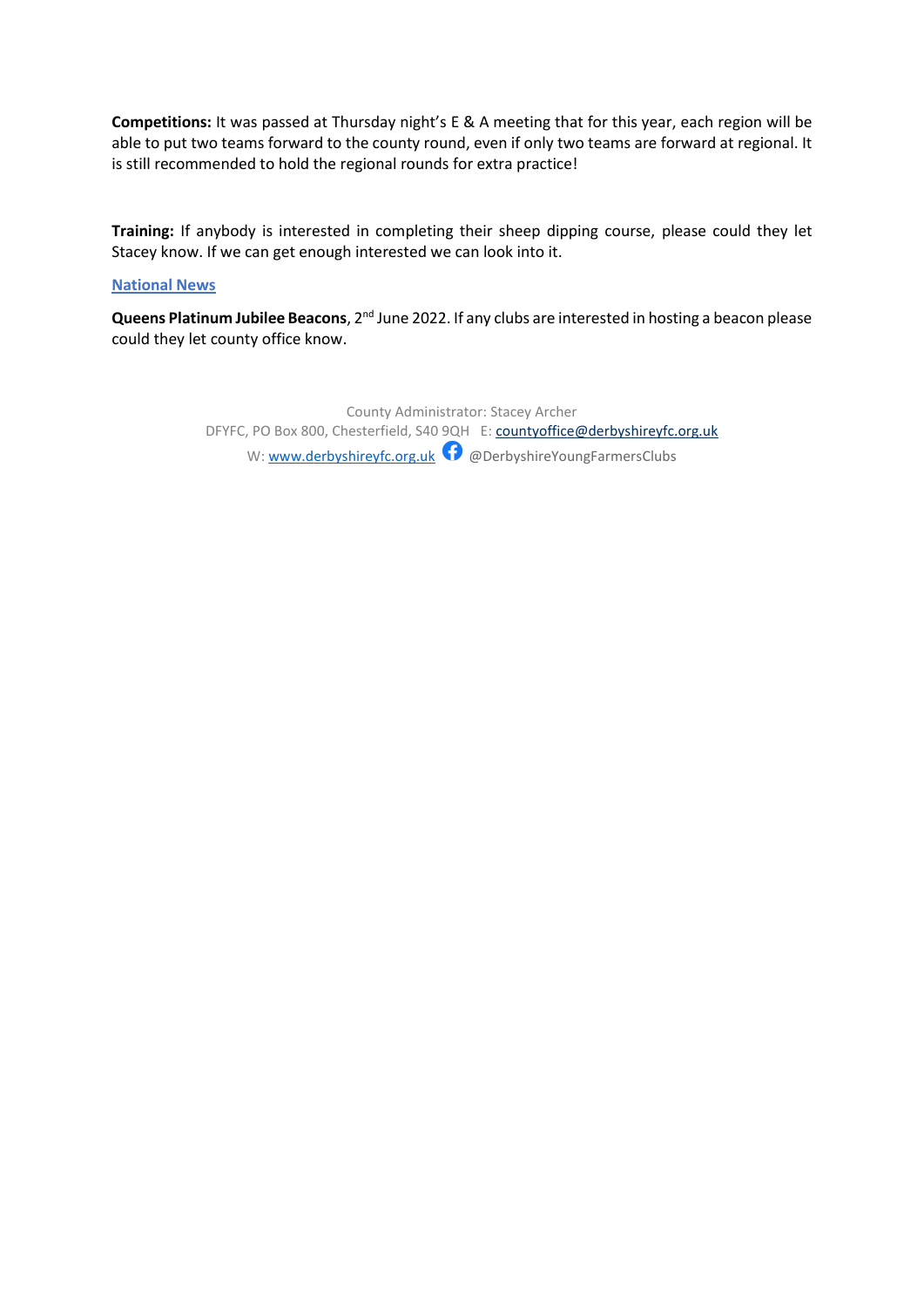**Competitions:** It was passed at Thursday night's E & A meeting that for this year, each region will be able to put two teams forward to the county round, even if only two teams are forward at regional. It is still recommended to hold the regional rounds for extra practice!

**Training:** If anybody is interested in completing their sheep dipping course, please could they let Stacey know. If we can get enough interested we can look into it.

**National News**

**Queens Platinum Jubilee Beacons**, 2nd June 2022. If any clubs are interested in hosting a beacon please could they let county office know.

County Administrator: Stacey Archer
DFYFC, PO Box 800, Chesterfield, S40 9QH E: countyoffice@derbyshireyfc.org.uk
W: www.derbyshireyfc.org.uk @DerbyshireYoungFarmersClubs